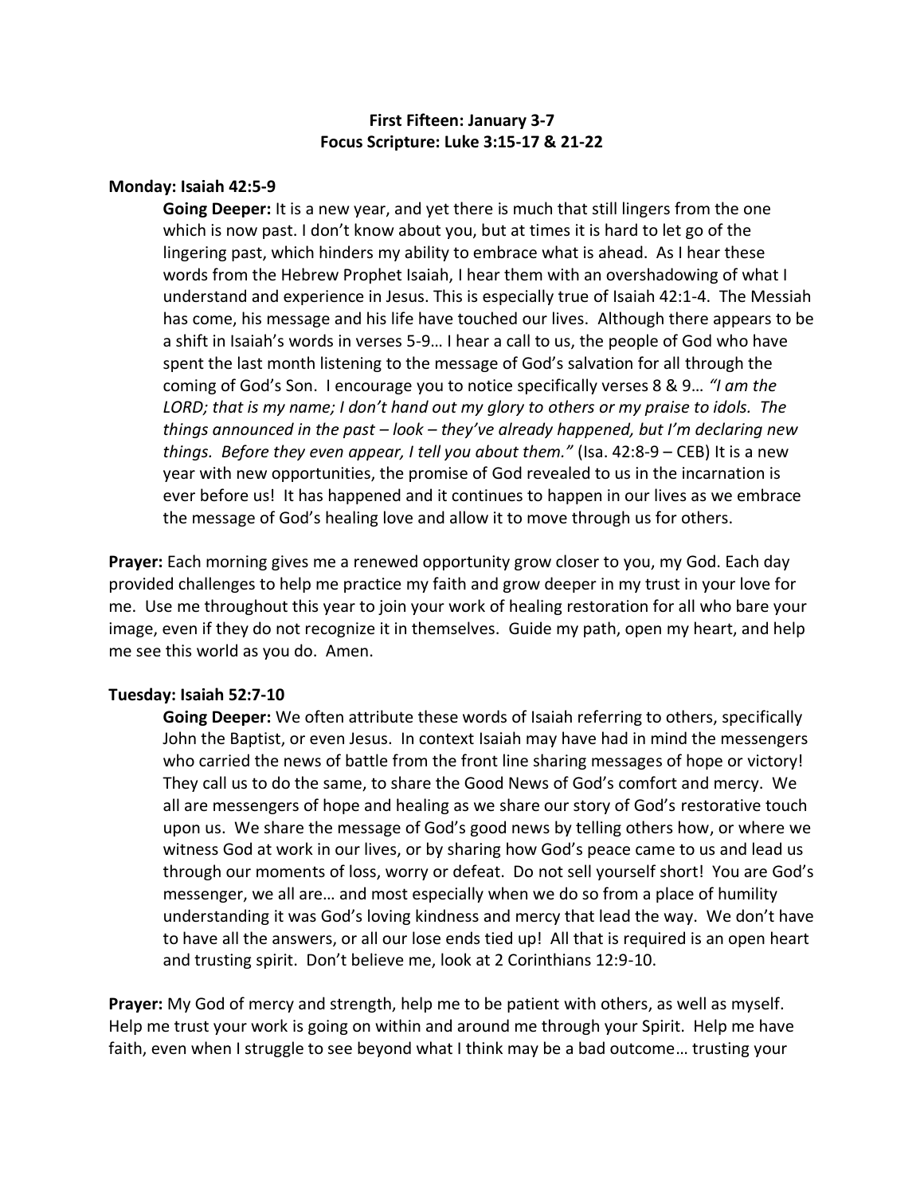**First Fifteen: January 3-7**
**Focus Scripture: Luke 3:15-17 & 21-22**

**Monday: Isaiah 42:5-9**

**Going Deeper:** It is a new year, and yet there is much that still lingers from the one which is now past. I don't know about you, but at times it is hard to let go of the lingering past, which hinders my ability to embrace what is ahead. As I hear these words from the Hebrew Prophet Isaiah, I hear them with an overshadowing of what I understand and experience in Jesus. This is especially true of Isaiah 42:1-4. The Messiah has come, his message and his life have touched our lives. Although there appears to be a shift in Isaiah's words in verses 5-9… I hear a call to us, the people of God who have spent the last month listening to the message of God's salvation for all through the coming of God's Son. I encourage you to notice specifically verses 8 & 9… *"I am the LORD; that is my name; I don't hand out my glory to others or my praise to idols. The things announced in the past – look – they've already happened, but I'm declaring new things. Before they even appear, I tell you about them."* (Isa. 42:8-9 – CEB) It is a new year with new opportunities, the promise of God revealed to us in the incarnation is ever before us! It has happened and it continues to happen in our lives as we embrace the message of God's healing love and allow it to move through us for others.

**Prayer:** Each morning gives me a renewed opportunity grow closer to you, my God. Each day provided challenges to help me practice my faith and grow deeper in my trust in your love for me. Use me throughout this year to join your work of healing restoration for all who bare your image, even if they do not recognize it in themselves. Guide my path, open my heart, and help me see this world as you do. Amen.

**Tuesday: Isaiah 52:7-10**

**Going Deeper:** We often attribute these words of Isaiah referring to others, specifically John the Baptist, or even Jesus. In context Isaiah may have had in mind the messengers who carried the news of battle from the front line sharing messages of hope or victory! They call us to do the same, to share the Good News of God's comfort and mercy. We all are messengers of hope and healing as we share our story of God's restorative touch upon us. We share the message of God's good news by telling others how, or where we witness God at work in our lives, or by sharing how God's peace came to us and lead us through our moments of loss, worry or defeat. Do not sell yourself short! You are God's messenger, we all are… and most especially when we do so from a place of humility understanding it was God's loving kindness and mercy that lead the way. We don't have to have all the answers, or all our lose ends tied up! All that is required is an open heart and trusting spirit. Don't believe me, look at 2 Corinthians 12:9-10.

**Prayer:** My God of mercy and strength, help me to be patient with others, as well as myself. Help me trust your work is going on within and around me through your Spirit. Help me have faith, even when I struggle to see beyond what I think may be a bad outcome… trusting your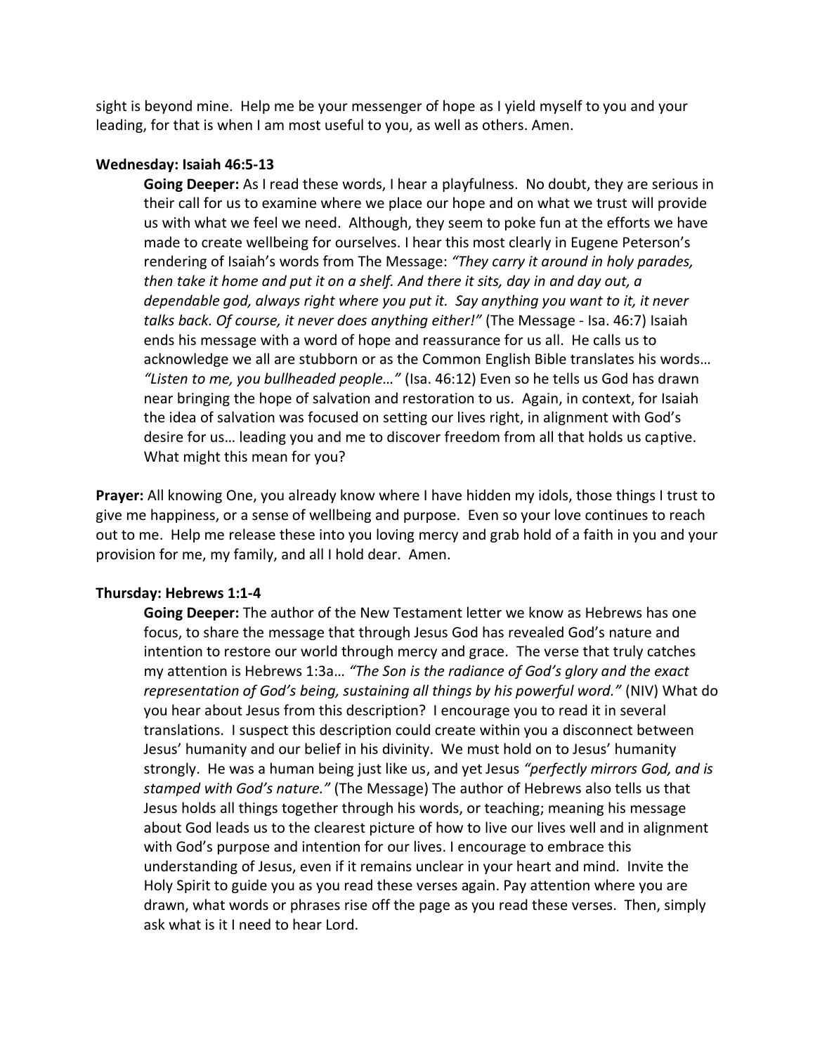sight is beyond mine.  Help me be your messenger of hope as I yield myself to you and your leading, for that is when I am most useful to you, as well as others. Amen.

**Wednesday: Isaiah 46:5-13**

**Going Deeper:** As I read these words, I hear a playfulness.  No doubt, they are serious in their call for us to examine where we place our hope and on what we trust will provide us with what we feel we need.  Although, they seem to poke fun at the efforts we have made to create wellbeing for ourselves. I hear this most clearly in Eugene Peterson's rendering of Isaiah's words from The Message: *"They carry it around in holy parades, then take it home and put it on a shelf. And there it sits, day in and day out, a dependable god, always right where you put it.  Say anything you want to it, it never talks back. Of course, it never does anything either!"* (The Message - Isa. 46:7) Isaiah ends his message with a word of hope and reassurance for us all.  He calls us to acknowledge we all are stubborn or as the Common English Bible translates his words… *"Listen to me, you bullheaded people…"* (Isa. 46:12) Even so he tells us God has drawn near bringing the hope of salvation and restoration to us.  Again, in context, for Isaiah the idea of salvation was focused on setting our lives right, in alignment with God's desire for us… leading you and me to discover freedom from all that holds us captive. What might this mean for you?

**Prayer:** All knowing One, you already know where I have hidden my idols, those things I trust to give me happiness, or a sense of wellbeing and purpose.  Even so your love continues to reach out to me.  Help me release these into you loving mercy and grab hold of a faith in you and your provision for me, my family, and all I hold dear.  Amen.

**Thursday: Hebrews 1:1-4**

**Going Deeper:** The author of the New Testament letter we know as Hebrews has one focus, to share the message that through Jesus God has revealed God's nature and intention to restore our world through mercy and grace.  The verse that truly catches my attention is Hebrews 1:3a… *"The Son is the radiance of God's glory and the exact representation of God's being, sustaining all things by his powerful word."* (NIV) What do you hear about Jesus from this description?  I encourage you to read it in several translations.  I suspect this description could create within you a disconnect between Jesus' humanity and our belief in his divinity.  We must hold on to Jesus' humanity strongly.  He was a human being just like us, and yet Jesus *"perfectly mirrors God, and is stamped with God's nature."* (The Message) The author of Hebrews also tells us that Jesus holds all things together through his words, or teaching; meaning his message about God leads us to the clearest picture of how to live our lives well and in alignment with God's purpose and intention for our lives. I encourage to embrace this understanding of Jesus, even if it remains unclear in your heart and mind.  Invite the Holy Spirit to guide you as you read these verses again. Pay attention where you are drawn, what words or phrases rise off the page as you read these verses.  Then, simply ask what is it I need to hear Lord.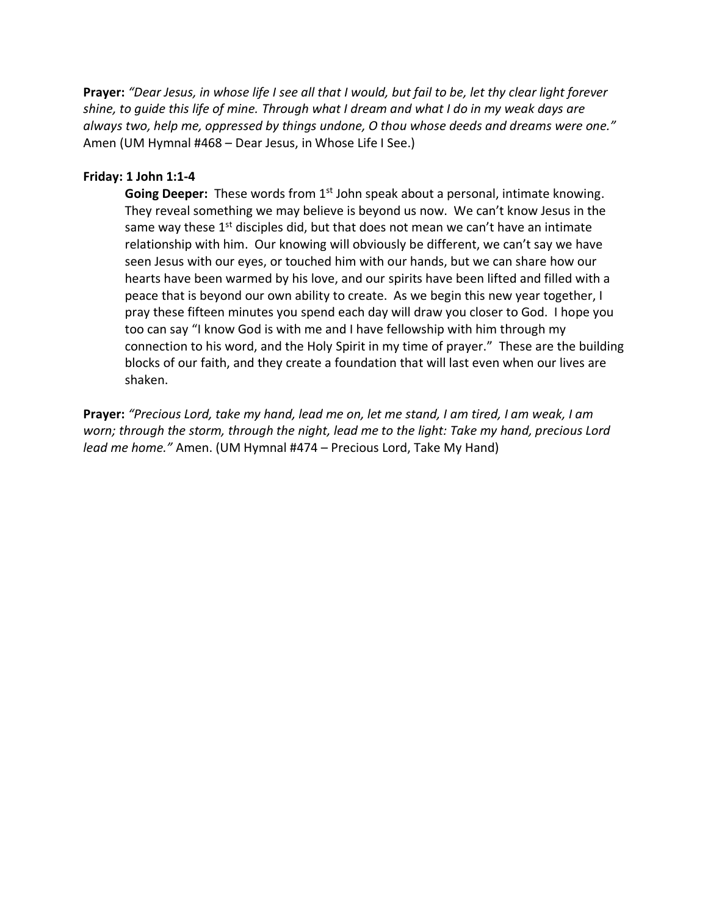**Prayer:** *"Dear Jesus, in whose life I see all that I would, but fail to be, let thy clear light forever shine, to guide this life of mine. Through what I dream and what I do in my weak days are always two, help me, oppressed by things undone, O thou whose deeds and dreams were one."* Amen (UM Hymnal #468 – Dear Jesus, in Whose Life I See.)

**Friday: 1 John 1:1-4**

> **Going Deeper:** These words from 1st John speak about a personal, intimate knowing. They reveal something we may believe is beyond us now. We can't know Jesus in the same way these 1st disciples did, but that does not mean we can't have an intimate relationship with him. Our knowing will obviously be different, we can't say we have seen Jesus with our eyes, or touched him with our hands, but we can share how our hearts have been warmed by his love, and our spirits have been lifted and filled with a peace that is beyond our own ability to create. As we begin this new year together, I pray these fifteen minutes you spend each day will draw you closer to God. I hope you too can say "I know God is with me and I have fellowship with him through my connection to his word, and the Holy Spirit in my time of prayer." These are the building blocks of our faith, and they create a foundation that will last even when our lives are shaken.

**Prayer:** *"Precious Lord, take my hand, lead me on, let me stand, I am tired, I am weak, I am worn; through the storm, through the night, lead me to the light: Take my hand, precious Lord lead me home."* Amen. (UM Hymnal #474 – Precious Lord, Take My Hand)